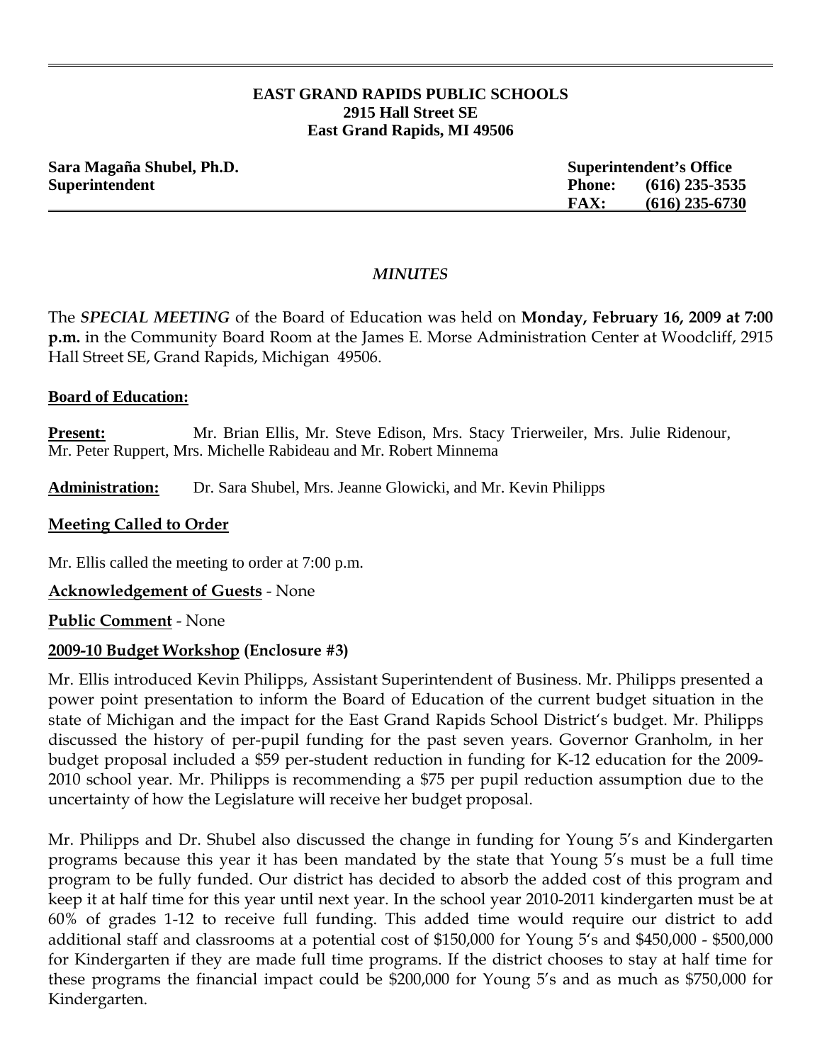**EAST GRAND RAPIDS PUBLIC SCHOOLS**
**2915 Hall Street SE**
**East Grand Rapids, MI 49506**

**Sara Magaña Shubel, Ph.D.**
**Superintendent**

**Superintendent's Office**
**Phone: (616) 235-3535**
**FAX: (616) 235-6730**

*MINUTES*

The ***SPECIAL MEETING*** of the Board of Education was held on **Monday, February 16, 2009 at 7:00 p.m.** in the Community Board Room at the James E. Morse Administration Center at Woodcliff, 2915 Hall Street SE, Grand Rapids, Michigan 49506.

**Board of Education:**

**Present:** Mr. Brian Ellis, Mr. Steve Edison, Mrs. Stacy Trierweiler, Mrs. Julie Ridenour, Mr. Peter Ruppert, Mrs. Michelle Rabideau and Mr. Robert Minnema

**Administration:** Dr. Sara Shubel, Mrs. Jeanne Glowicki, and Mr. Kevin Philipps

**Meeting Called to Order**

Mr. Ellis called the meeting to order at 7:00 p.m.

**Acknowledgement of Guests** - None

**Public Comment** - None

**2009-10 Budget Workshop (Enclosure #3)**

Mr. Ellis introduced Kevin Philipps, Assistant Superintendent of Business. Mr. Philipps presented a power point presentation to inform the Board of Education of the current budget situation in the state of Michigan and the impact for the East Grand Rapids School District's budget. Mr. Philipps discussed the history of per-pupil funding for the past seven years. Governor Granholm, in her budget proposal included a $59 per-student reduction in funding for K-12 education for the 2009-2010 school year. Mr. Philipps is recommending a $75 per pupil reduction assumption due to the uncertainty of how the Legislature will receive her budget proposal.

Mr. Philipps and Dr. Shubel also discussed the change in funding for Young 5's and Kindergarten programs because this year it has been mandated by the state that Young 5's must be a full time program to be fully funded. Our district has decided to absorb the added cost of this program and keep it at half time for this year until next year. In the school year 2010-2011 kindergarten must be at 60% of grades 1-12 to receive full funding. This added time would require our district to add additional staff and classrooms at a potential cost of $150,000 for Young 5's and $450,000 - $500,000 for Kindergarten if they are made full time programs. If the district chooses to stay at half time for these programs the financial impact could be $200,000 for Young 5's and as much as $750,000 for Kindergarten.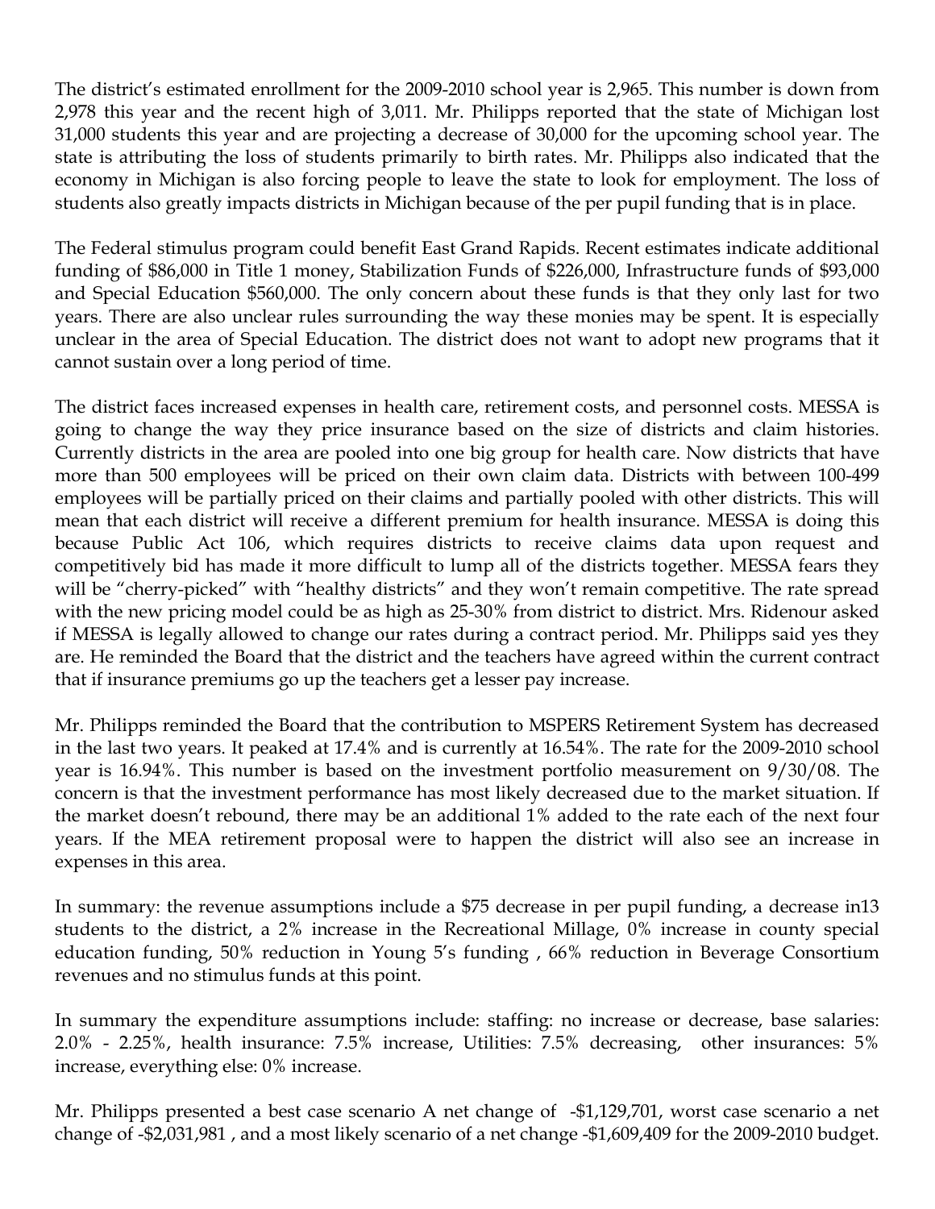The district's estimated enrollment for the 2009-2010 school year is 2,965. This number is down from 2,978 this year and the recent high of 3,011. Mr. Philipps reported that the state of Michigan lost 31,000 students this year and are projecting a decrease of 30,000 for the upcoming school year. The state is attributing the loss of students primarily to birth rates. Mr. Philipps also indicated that the economy in Michigan is also forcing people to leave the state to look for employment. The loss of students also greatly impacts districts in Michigan because of the per pupil funding that is in place.

The Federal stimulus program could benefit East Grand Rapids. Recent estimates indicate additional funding of $86,000 in Title 1 money, Stabilization Funds of $226,000, Infrastructure funds of $93,000 and Special Education $560,000. The only concern about these funds is that they only last for two years. There are also unclear rules surrounding the way these monies may be spent. It is especially unclear in the area of Special Education. The district does not want to adopt new programs that it cannot sustain over a long period of time.

The district faces increased expenses in health care, retirement costs, and personnel costs. MESSA is going to change the way they price insurance based on the size of districts and claim histories. Currently districts in the area are pooled into one big group for health care. Now districts that have more than 500 employees will be priced on their own claim data. Districts with between 100-499 employees will be partially priced on their claims and partially pooled with other districts. This will mean that each district will receive a different premium for health insurance. MESSA is doing this because Public Act 106, which requires districts to receive claims data upon request and competitively bid has made it more difficult to lump all of the districts together. MESSA fears they will be "cherry-picked" with "healthy districts" and they won't remain competitive. The rate spread with the new pricing model could be as high as 25-30% from district to district. Mrs. Ridenour asked if MESSA is legally allowed to change our rates during a contract period. Mr. Philipps said yes they are. He reminded the Board that the district and the teachers have agreed within the current contract that if insurance premiums go up the teachers get a lesser pay increase.

Mr. Philipps reminded the Board that the contribution to MSPERS Retirement System has decreased in the last two years. It peaked at 17.4% and is currently at 16.54%. The rate for the 2009-2010 school year is 16.94%. This number is based on the investment portfolio measurement on 9/30/08. The concern is that the investment performance has most likely decreased due to the market situation. If the market doesn't rebound, there may be an additional 1% added to the rate each of the next four years. If the MEA retirement proposal were to happen the district will also see an increase in expenses in this area.

In summary: the revenue assumptions include a $75 decrease in per pupil funding, a decrease in13 students to the district, a 2% increase in the Recreational Millage, 0% increase in county special education funding, 50% reduction in Young 5's funding , 66% reduction in Beverage Consortium revenues and no stimulus funds at this point.

In summary the expenditure assumptions include: staffing: no increase or decrease, base salaries: 2.0% - 2.25%, health insurance: 7.5% increase, Utilities: 7.5% decreasing, other insurances: 5% increase, everything else: 0% increase.

Mr. Philipps presented a best case scenario A net change of -$1,129,701, worst case scenario a net change of -$2,031,981 , and a most likely scenario of a net change -$1,609,409 for the 2009-2010 budget.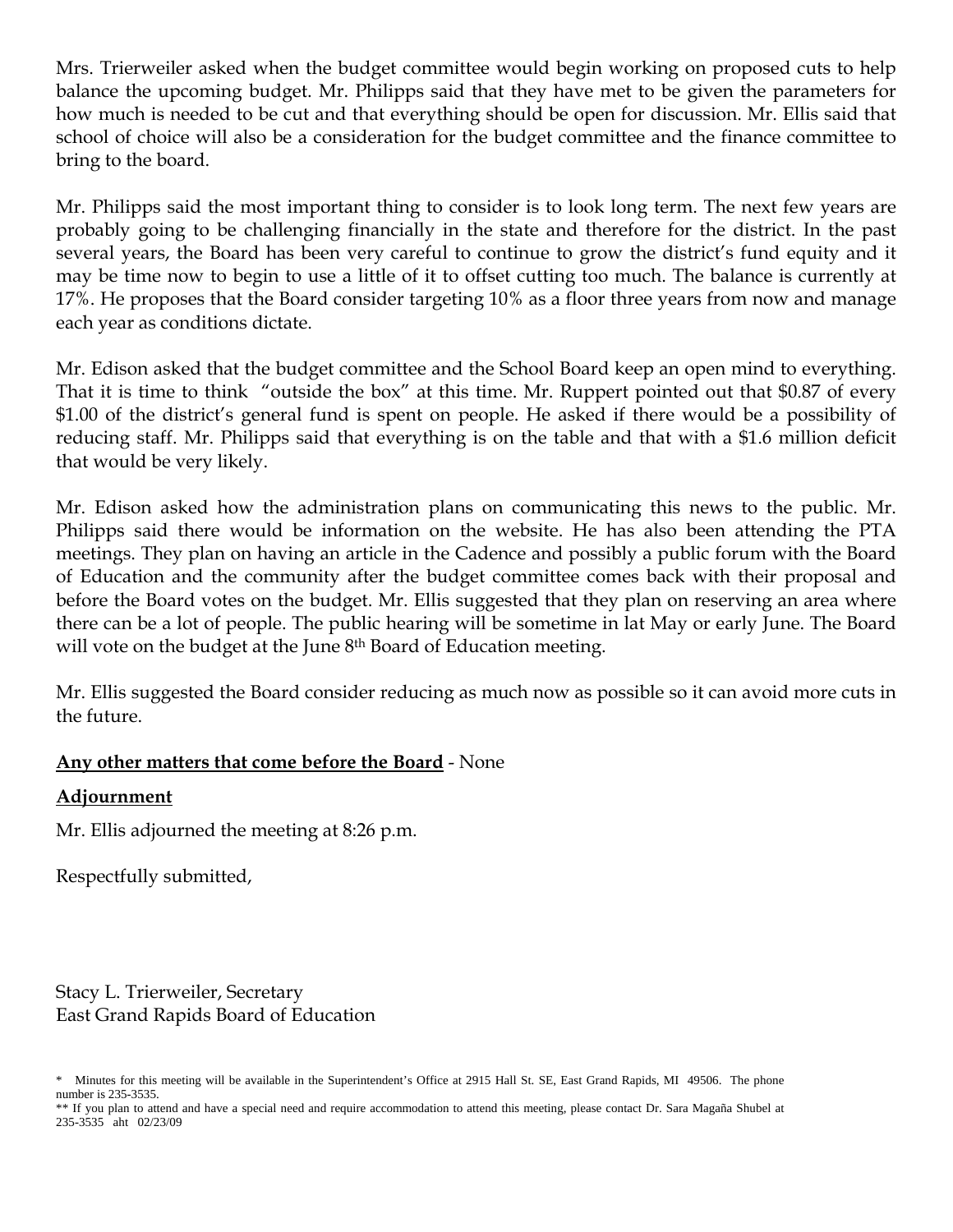Mrs. Trierweiler asked when the budget committee would begin working on proposed cuts to help balance the upcoming budget. Mr. Philipps said that they have met to be given the parameters for how much is needed to be cut and that everything should be open for discussion. Mr. Ellis said that school of choice will also be a consideration for the budget committee and the finance committee to bring to the board.

Mr. Philipps said the most important thing to consider is to look long term. The next few years are probably going to be challenging financially in the state and therefore for the district. In the past several years, the Board has been very careful to continue to grow the district's fund equity and it may be time now to begin to use a little of it to offset cutting too much. The balance is currently at 17%. He proposes that the Board consider targeting 10% as a floor three years from now and manage each year as conditions dictate.

Mr. Edison asked that the budget committee and the School Board keep an open mind to everything. That it is time to think "outside the box" at this time. Mr. Ruppert pointed out that $0.87 of every $1.00 of the district's general fund is spent on people. He asked if there would be a possibility of reducing staff. Mr. Philipps said that everything is on the table and that with a $1.6 million deficit that would be very likely.

Mr. Edison asked how the administration plans on communicating this news to the public. Mr. Philipps said there would be information on the website. He has also been attending the PTA meetings. They plan on having an article in the Cadence and possibly a public forum with the Board of Education and the community after the budget committee comes back with their proposal and before the Board votes on the budget. Mr. Ellis suggested that they plan on reserving an area where there can be a lot of people. The public hearing will be sometime in lat May or early June. The Board will vote on the budget at the June 8th Board of Education meeting.

Mr. Ellis suggested the Board consider reducing as much now as possible so it can avoid more cuts in the future.

**Any other matters that come before the Board** - None

**Adjournment**

Mr. Ellis adjourned the meeting at 8:26 p.m.

Respectfully submitted,

Stacy L. Trierweiler, Secretary
East Grand Rapids Board of Education

\* Minutes for this meeting will be available in the Superintendent's Office at 2915 Hall St. SE, East Grand Rapids, MI 49506. The phone number is 235-3535.

\*\* If you plan to attend and have a special need and require accommodation to attend this meeting, please contact Dr. Sara Magaña Shubel at 235-3535 aht 02/23/09